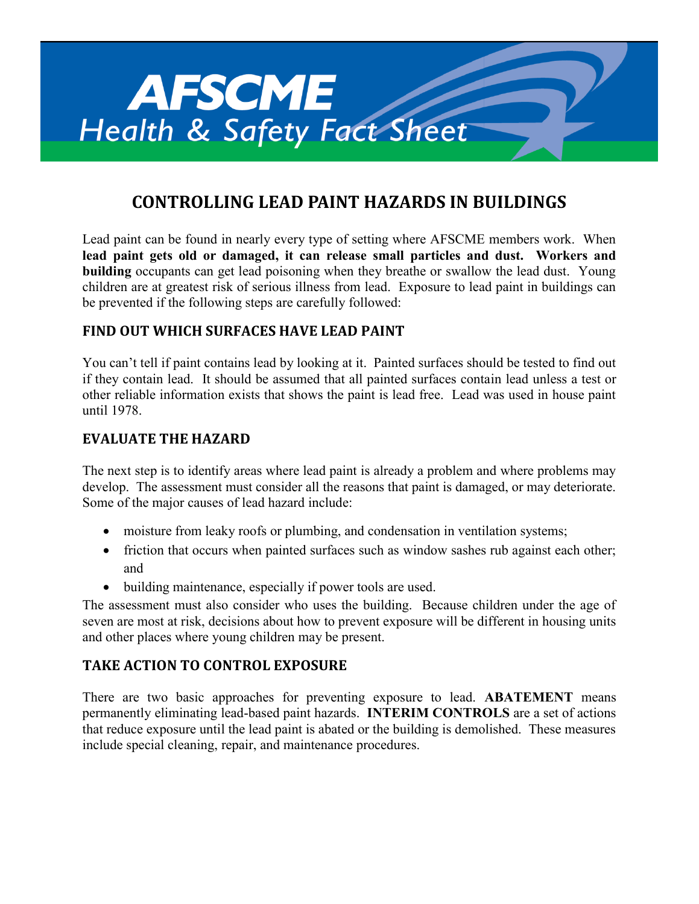# AFSCME Health & Safety Fact Sheet

## CONTROLLING LEAD PAINT HAZARDS IN BUILDINGS

Lead paint can be found in nearly every type of setting where AFSCME members work. When **lead paint gets old or damaged, it can release small particles and dust. Workers and building** occupants can get lead poisoning when they breathe or swallow the lead dust. Young children are at greatest risk of serious illness from lead. Exposure to lead paint in buildings can be prevented if the following steps are carefully followed:

### FIND OUT WHICH SURFACES HAVE LEAD PAINT

You can't tell if paint contains lead by looking at it. Painted surfaces should be tested to find out if they contain lead. It should be assumed that all painted surfaces contain lead unless a test or other reliable information exists that shows the paint is lead free. Lead was used in house paint until 1978.

### EVALUATE THE HAZARD

The next step is to identify areas where lead paint is already a problem and where problems may develop. The assessment must consider all the reasons that paint is damaged, or may deteriorate. Some of the major causes of lead hazard include:

- moisture from leaky roofs or plumbing, and condensation in ventilation systems;
- friction that occurs when painted surfaces such as window sashes rub against each other; and
- building maintenance, especially if power tools are used.

The assessment must also consider who uses the building. Because children under the age of seven are most at risk, decisions about how to prevent exposure will be different in housing units and other places where young children may be present.

### TAKE ACTION TO CONTROL EXPOSURE

There are two basic approaches for preventing exposure to lead. **ABATEMENT** means permanently eliminating lead-based paint hazards. **INTERIM CONTROLS** are a set of actions that reduce exposure until the lead paint is abated or the building is demolished. These measures include special cleaning, repair, and maintenance procedures.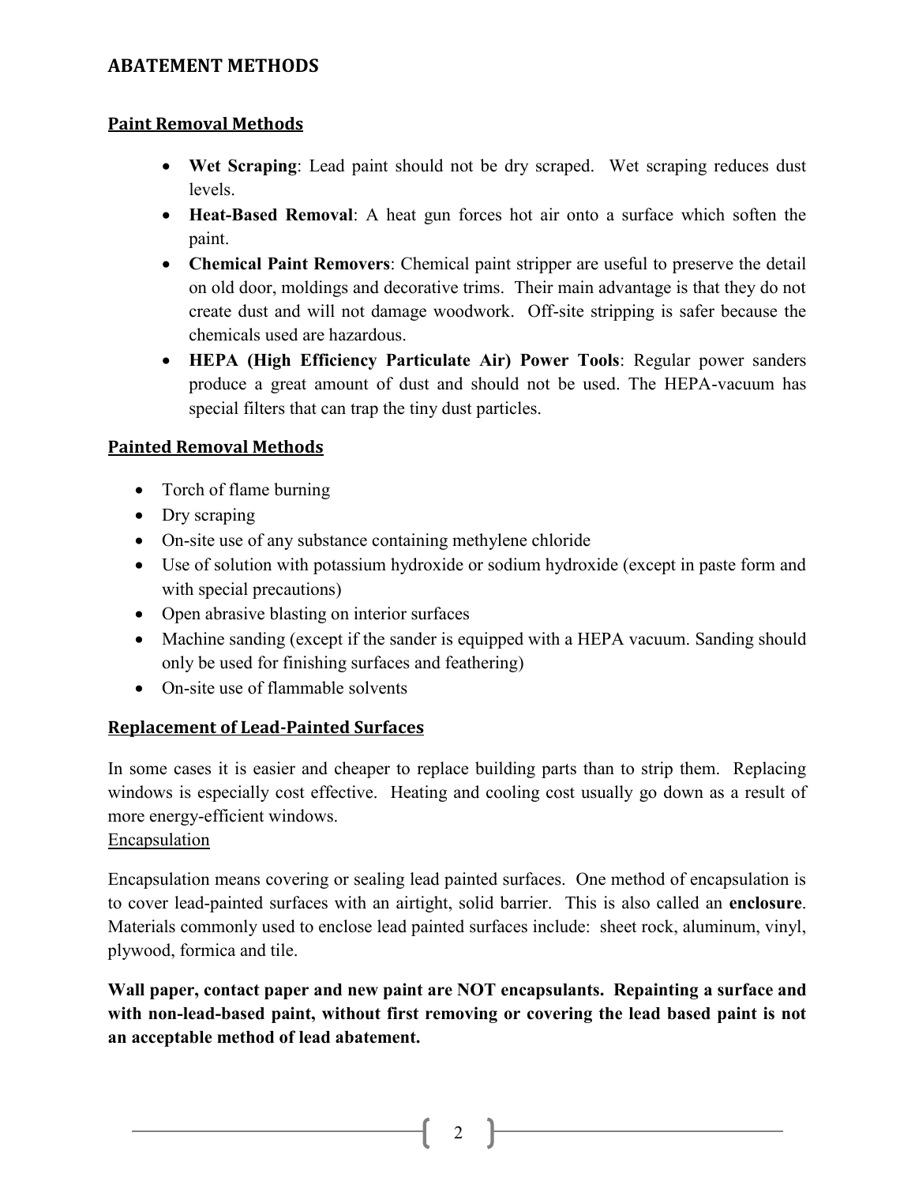## ABATEMENT METHODS

### Paint Removal Methods

- **Wet Scraping**: Lead paint should not be dry scraped. Wet scraping reduces dust levels.
- **Heat-Based Removal**: A heat gun forces hot air onto a surface which soften the paint.
- **Chemical Paint Removers**: Chemical paint stripper are useful to preserve the detail on old door, moldings and decorative trims. Their main advantage is that they do not create dust and will not damage woodwork. Off-site stripping is safer because the chemicals used are hazardous.
- **HEPA (High Efficiency Particulate Air) Power Tools**: Regular power sanders produce a great amount of dust and should not be used. The HEPA-vacuum has special filters that can trap the tiny dust particles.

### Painted Removal Methods

- Torch of flame burning
- Dry scraping
- On-site use of any substance containing methylene chloride
- Use of solution with potassium hydroxide or sodium hydroxide (except in paste form and with special precautions)
- Open abrasive blasting on interior surfaces
- Machine sanding (except if the sander is equipped with a HEPA vacuum. Sanding should only be used for finishing surfaces and feathering)
- On-site use of flammable solvents

### Replacement of Lead-Painted Surfaces

In some cases it is easier and cheaper to replace building parts than to strip them. Replacing windows is especially cost effective. Heating and cooling cost usually go down as a result of more energy-efficient windows.

Encapsulation

Encapsulation means covering or sealing lead painted surfaces. One method of encapsulation is to cover lead-painted surfaces with an airtight, solid barrier. This is also called an **enclosure**. Materials commonly used to enclose lead painted surfaces include: sheet rock, aluminum, vinyl, plywood, formica and tile.

**Wall paper, contact paper and new paint are NOT encapsulants. Repainting a surface and with non-lead-based paint, without first removing or covering the lead based paint is not an acceptable method of lead abatement.**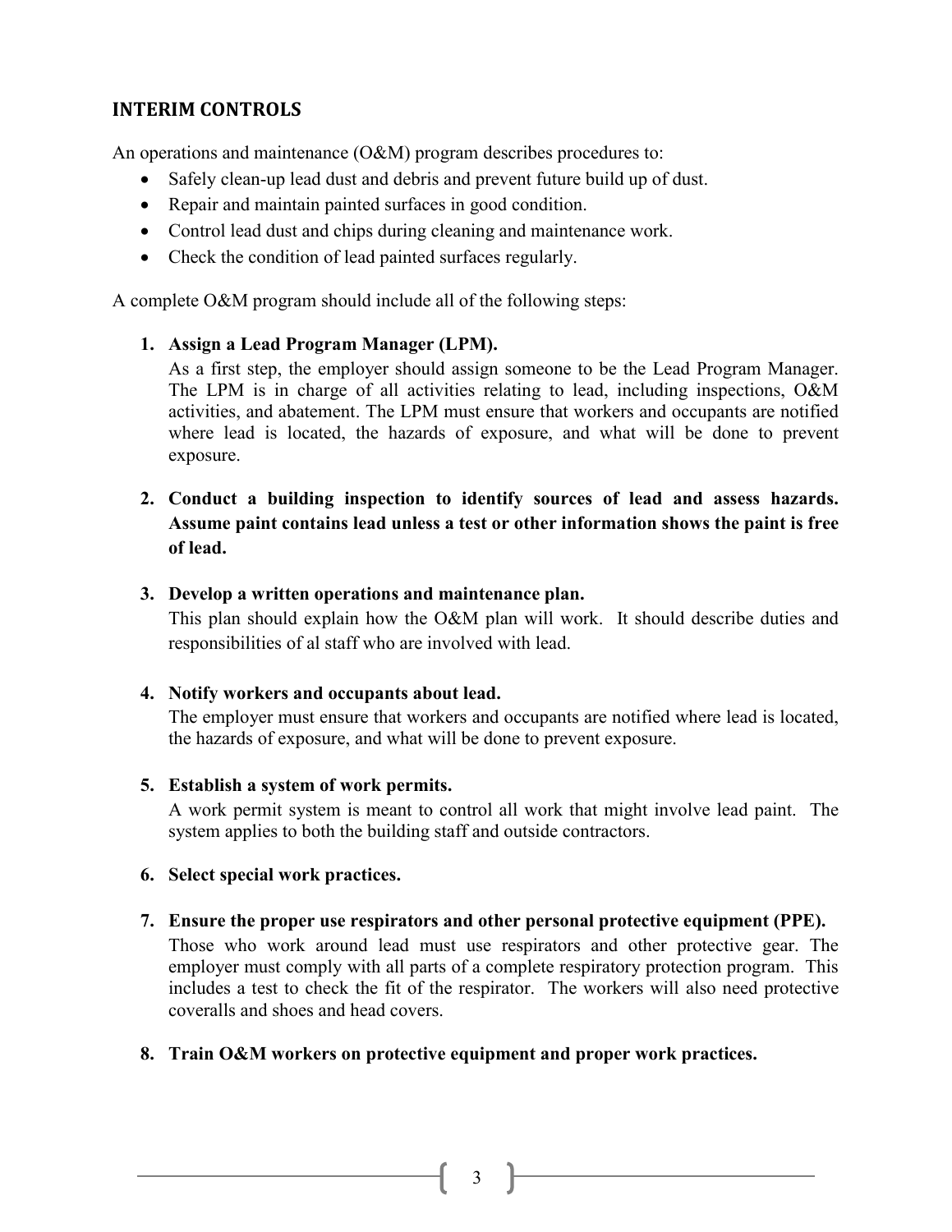## INTERIM CONTROLS

An operations and maintenance (O&M) program describes procedures to:

- Safely clean-up lead dust and debris and prevent future build up of dust.
- Repair and maintain painted surfaces in good condition.
- Control lead dust and chips during cleaning and maintenance work.
- Check the condition of lead painted surfaces regularly.

A complete O&M program should include all of the following steps:

1. **Assign a Lead Program Manager (LPM).**
   As a first step, the employer should assign someone to be the Lead Program Manager. The LPM is in charge of all activities relating to lead, including inspections, O&M activities, and abatement. The LPM must ensure that workers and occupants are notified where lead is located, the hazards of exposure, and what will be done to prevent exposure.

2. **Conduct a building inspection to identify sources of lead and assess hazards. Assume paint contains lead unless a test or other information shows the paint is free of lead.**

3. **Develop a written operations and maintenance plan.**
   This plan should explain how the O&M plan will work. It should describe duties and responsibilities of al staff who are involved with lead.

4. **Notify workers and occupants about lead.**
   The employer must ensure that workers and occupants are notified where lead is located, the hazards of exposure, and what will be done to prevent exposure.

5. **Establish a system of work permits.**
   A work permit system is meant to control all work that might involve lead paint. The system applies to both the building staff and outside contractors.

6. **Select special work practices.**

7. **Ensure the proper use respirators and other personal protective equipment (PPE).**
   Those who work around lead must use respirators and other protective gear. The employer must comply with all parts of a complete respiratory protection program. This includes a test to check the fit of the respirator. The workers will also need protective coveralls and shoes and head covers.

8. **Train O&M workers on protective equipment and proper work practices.**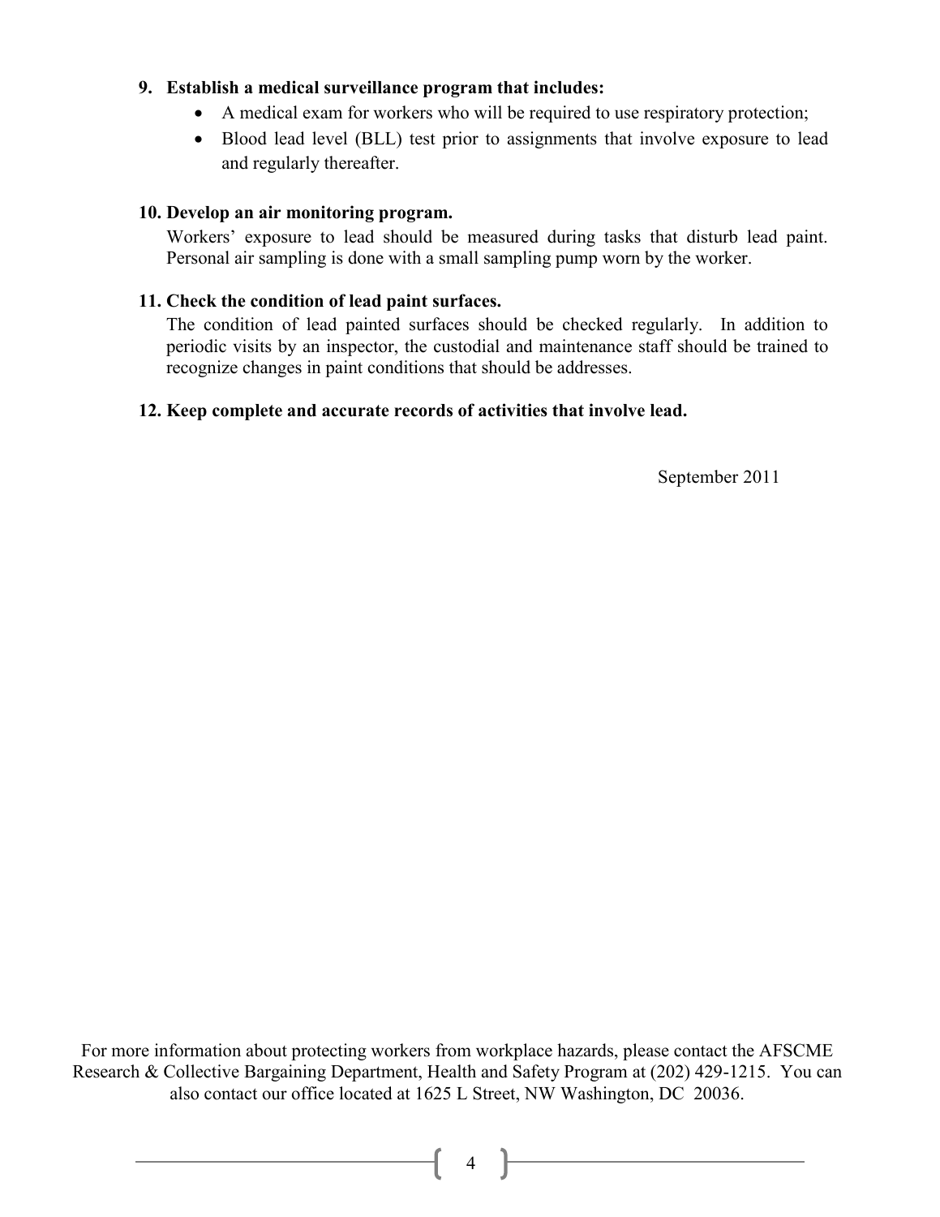**9. Establish a medical surveillance program that includes:**

- A medical exam for workers who will be required to use respiratory protection;
- Blood lead level (BLL) test prior to assignments that involve exposure to lead and regularly thereafter.

**10. Develop an air monitoring program.**

Workers' exposure to lead should be measured during tasks that disturb lead paint. Personal air sampling is done with a small sampling pump worn by the worker.

**11. Check the condition of lead paint surfaces.**

The condition of lead painted surfaces should be checked regularly. In addition to periodic visits by an inspector, the custodial and maintenance staff should be trained to recognize changes in paint conditions that should be addresses.

**12. Keep complete and accurate records of activities that involve lead.**

September 2011

For more information about protecting workers from workplace hazards, please contact the AFSCME Research & Collective Bargaining Department, Health and Safety Program at (202) 429-1215. You can also contact our office located at 1625 L Street, NW Washington, DC 20036.